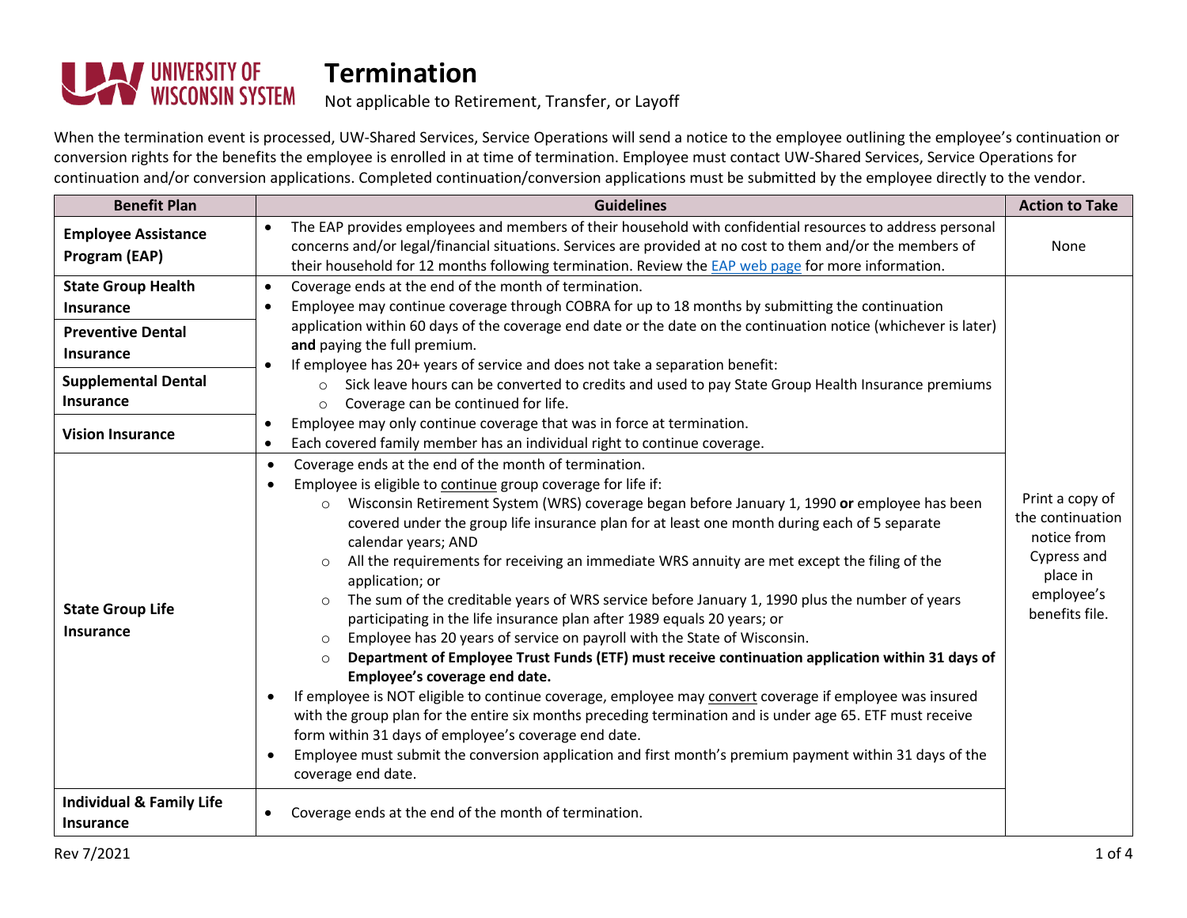# Termination

Not applicable to Retirement, Transfer, or Layoff

When the termination event is processed, UW-Shared Services, Service Operations will send a notice to the employee outlining the employee's continuation or conversion rights for the benefits the employee is enrolled in at time of termination. Employee must contact UW-Shared Services, Service Operations for continuation and/or conversion applications. Completed continuation/conversion applications must be submitted by the employee directly to the vendor.

| Benefit Plan | Guidelines | Action to Take |
|---|---|---|
| **Employee Assistance Program (EAP)** | • The EAP provides employees and members of their household with confidential resources to address personal concerns and/or legal/financial situations. Services are provided at no cost to them and/or the members of their household for 12 months following termination. Review the EAP web page for more information. | None |
| **State Group Health Insurance**<br>**Preventive Dental Insurance**<br>**Supplemental Dental Insurance**<br>**Vision Insurance** | • Coverage ends at the end of the month of termination.<br>• Employee may continue coverage through COBRA for up to 18 months by submitting the continuation application within 60 days of the coverage end date or the date on the continuation notice (whichever is later) **and** paying the full premium.<br>• If employee has 20+ years of service and does not take a separation benefit:<br>&nbsp;&nbsp;○ Sick leave hours can be converted to credits and used to pay State Group Health Insurance premiums<br>&nbsp;&nbsp;○ Coverage can be continued for life.<br>• Employee may only continue coverage that was in force at termination.<br>• Each covered family member has an individual right to continue coverage. | Print a copy of the continuation notice from Cypress and place in employee's benefits file. |
| **State Group Life Insurance** | • Coverage ends at the end of the month of termination.<br>• Employee is eligible to continue group coverage for life if:<br>&nbsp;&nbsp;○ Wisconsin Retirement System (WRS) coverage began before January 1, 1990 **or** employee has been covered under the group life insurance plan for at least one month during each of 5 separate calendar years; AND<br>&nbsp;&nbsp;○ All the requirements for receiving an immediate WRS annuity are met except the filing of the application; or<br>&nbsp;&nbsp;○ The sum of the creditable years of WRS service before January 1, 1990 plus the number of years participating in the life insurance plan after 1989 equals 20 years; or<br>&nbsp;&nbsp;○ Employee has 20 years of service on payroll with the State of Wisconsin.<br>&nbsp;&nbsp;○ **Department of Employee Trust Funds (ETF) must receive continuation application within 31 days of Employee's coverage end date.**<br>• If employee is NOT eligible to continue coverage, employee may convert coverage if employee was insured with the group plan for the entire six months preceding termination and is under age 65. ETF must receive form within 31 days of employee's coverage end date.<br>• Employee must submit the conversion application and first month's premium payment within 31 days of the coverage end date. | |
| **Individual & Family Life Insurance** | • Coverage ends at the end of the month of termination. | |

Rev 7/2021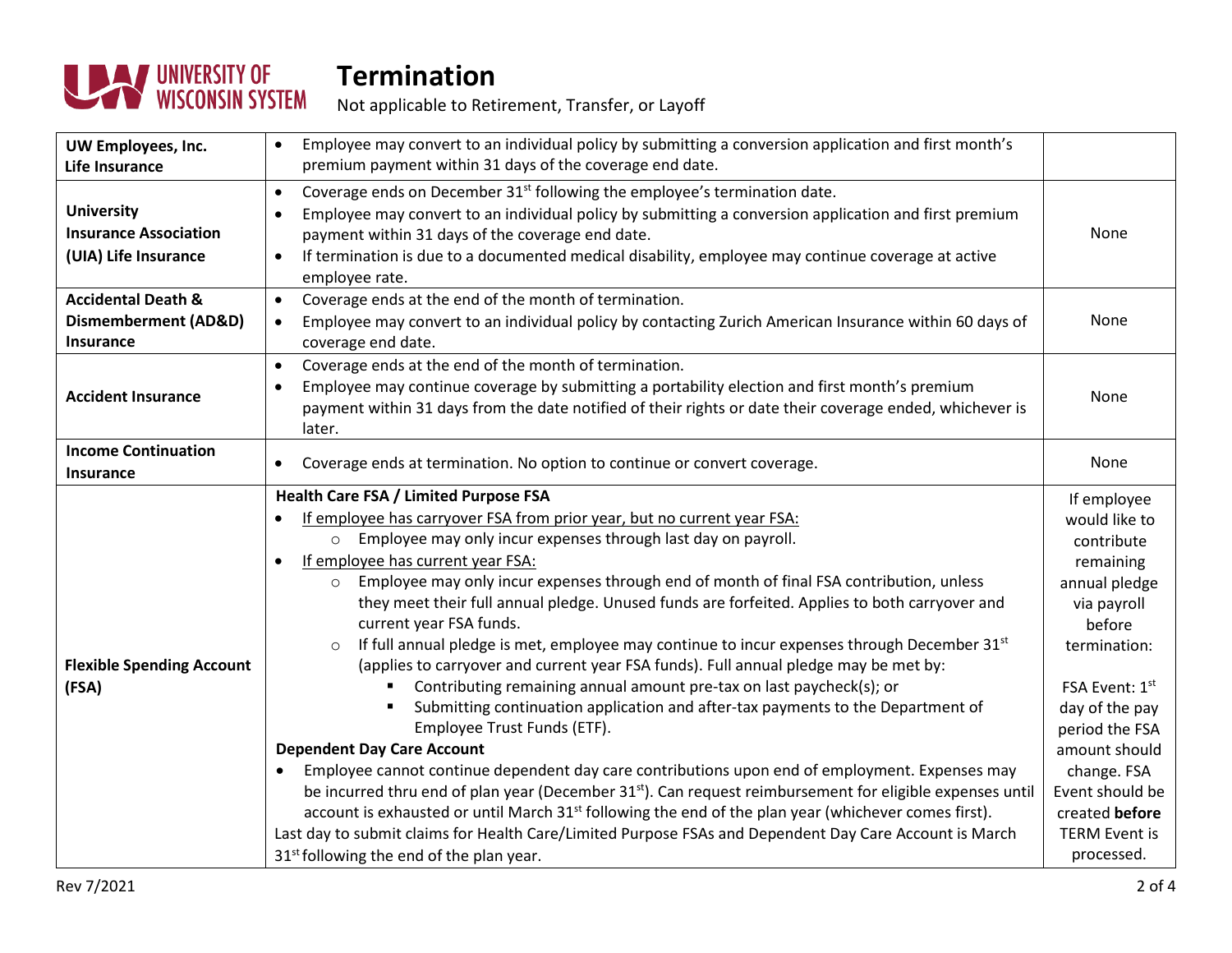# Termination

Not applicable to Retirement, Transfer, or Layoff

| | | |
|---|---|---|
| **UW Employees, Inc. Life Insurance** | • Employee may convert to an individual policy by submitting a conversion application and first month's premium payment within 31 days of the coverage end date. | |
| **University Insurance Association (UIA) Life Insurance** | • Coverage ends on December 31st following the employee's termination date.<br>• Employee may convert to an individual policy by submitting a conversion application and first premium payment within 31 days of the coverage end date.<br>• If termination is due to a documented medical disability, employee may continue coverage at active employee rate. | None |
| **Accidental Death & Dismemberment (AD&D) Insurance** | • Coverage ends at the end of the month of termination.<br>• Employee may convert to an individual policy by contacting Zurich American Insurance within 60 days of coverage end date. | None |
| **Accident Insurance** | • Coverage ends at the end of the month of termination.<br>• Employee may continue coverage by submitting a portability election and first month's premium payment within 31 days from the date notified of their rights or date their coverage ended, whichever is later. | None |
| **Income Continuation Insurance** | • Coverage ends at termination. No option to continue or convert coverage. | None |
| **Flexible Spending Account (FSA)** | **Health Care FSA / Limited Purpose FSA**<br>• <u>If employee has carryover FSA from prior year, but no current year FSA:</u><br>&nbsp;&nbsp;&nbsp;&nbsp;○ Employee may only incur expenses through last day on payroll.<br>• <u>If employee has current year FSA:</u><br>&nbsp;&nbsp;&nbsp;&nbsp;○ Employee may only incur expenses through end of month of final FSA contribution, unless they meet their full annual pledge. Unused funds are forfeited. Applies to both carryover and current year FSA funds.<br>&nbsp;&nbsp;&nbsp;&nbsp;○ If full annual pledge is met, employee may continue to incur expenses through December 31st (applies to carryover and current year FSA funds). Full annual pledge may be met by:<br>&nbsp;&nbsp;&nbsp;&nbsp;&nbsp;&nbsp;&nbsp;&nbsp;▪ Contributing remaining annual amount pre-tax on last paycheck(s); or<br>&nbsp;&nbsp;&nbsp;&nbsp;&nbsp;&nbsp;&nbsp;&nbsp;▪ Submitting continuation application and after-tax payments to the Department of Employee Trust Funds (ETF).<br>**Dependent Day Care Account**<br>• Employee cannot continue dependent day care contributions upon end of employment. Expenses may be incurred thru end of plan year (December 31st). Can request reimbursement for eligible expenses until account is exhausted or until March 31st following the end of the plan year (whichever comes first).<br>Last day to submit claims for Health Care/Limited Purpose FSAs and Dependent Day Care Account is March 31st following the end of the plan year. | If employee would like to contribute remaining annual pledge via payroll before termination:<br><br>FSA Event: 1st day of the pay period the FSA amount should change. FSA Event should be created **before** TERM Event is processed. |

Rev 7/2021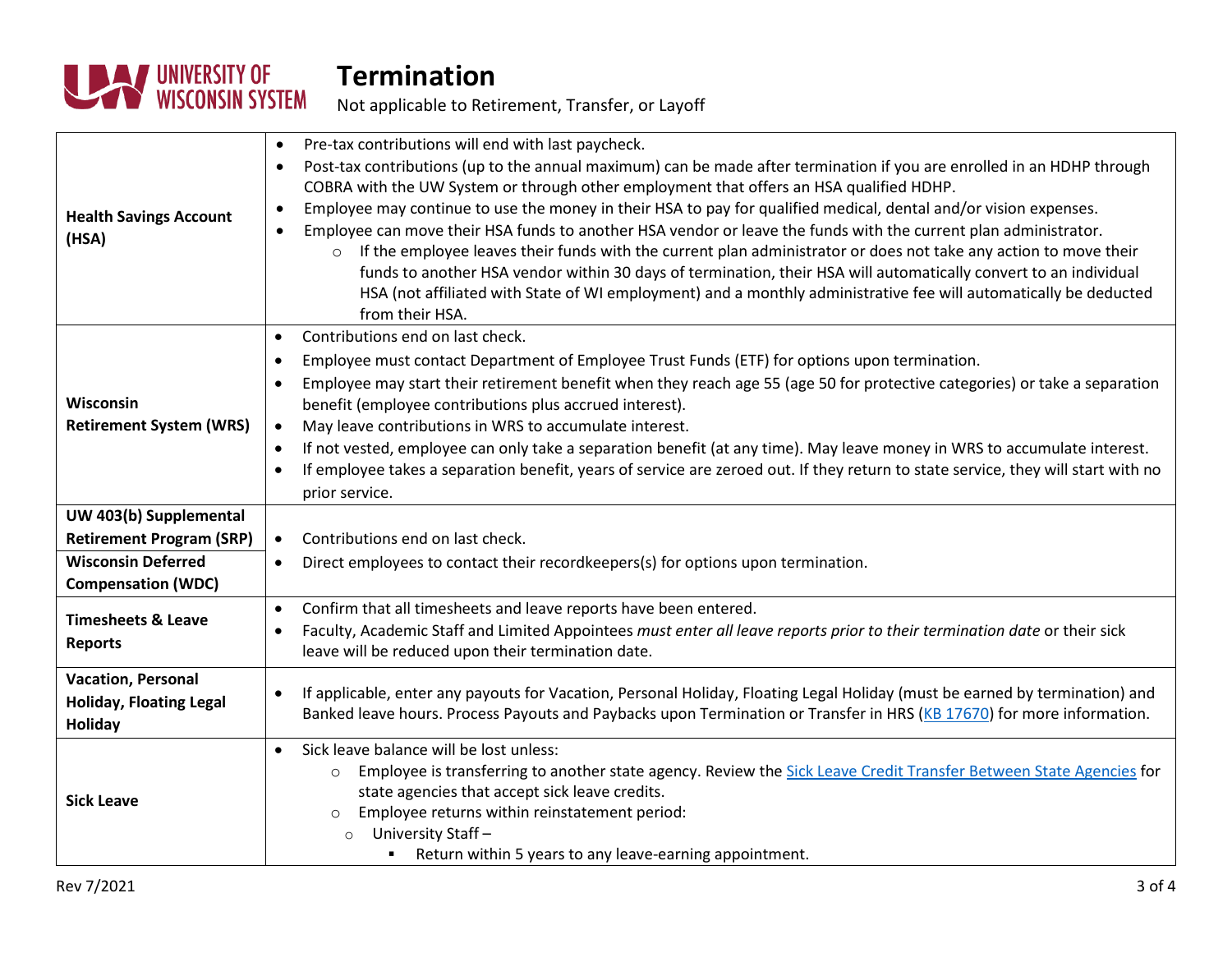# Termination

Not applicable to Retirement, Transfer, or Layoff

| | |
|---|---|
| **Health Savings Account (HSA)** | • Pre-tax contributions will end with last paycheck.<br>• Post-tax contributions (up to the annual maximum) can be made after termination if you are enrolled in an HDHP through COBRA with the UW System or through other employment that offers an HSA qualified HDHP.<br>• Employee may continue to use the money in their HSA to pay for qualified medical, dental and/or vision expenses.<br>• Employee can move their HSA funds to another HSA vendor or leave the funds with the current plan administrator.<br>&nbsp;&nbsp;&nbsp;&nbsp;○ If the employee leaves their funds with the current plan administrator or does not take any action to move their funds to another HSA vendor within 30 days of termination, their HSA will automatically convert to an individual HSA (not affiliated with State of WI employment) and a monthly administrative fee will automatically be deducted from their HSA. |
| **Wisconsin Retirement System (WRS)** | • Contributions end on last check.<br>• Employee must contact Department of Employee Trust Funds (ETF) for options upon termination.<br>• Employee may start their retirement benefit when they reach age 55 (age 50 for protective categories) or take a separation benefit (employee contributions plus accrued interest).<br>• May leave contributions in WRS to accumulate interest.<br>• If not vested, employee can only take a separation benefit (at any time). May leave money in WRS to accumulate interest.<br>• If employee takes a separation benefit, years of service are zeroed out. If they return to state service, they will start with no prior service. |
| **UW 403(b) Supplemental Retirement Program (SRP)**<br>**Wisconsin Deferred Compensation (WDC)** | • Contributions end on last check.<br>• Direct employees to contact their recordkeepers(s) for options upon termination. |
| **Timesheets & Leave Reports** | • Confirm that all timesheets and leave reports have been entered.<br>• Faculty, Academic Staff and Limited Appointees *must enter all leave reports prior to their termination date* or their sick leave will be reduced upon their termination date. |
| **Vacation, Personal Holiday, Floating Legal Holiday** | • If applicable, enter any payouts for Vacation, Personal Holiday, Floating Legal Holiday (must be earned by termination) and Banked leave hours. Process Payouts and Paybacks upon Termination or Transfer in HRS (KB 17670) for more information. |
| **Sick Leave** | • Sick leave balance will be lost unless:<br>&nbsp;&nbsp;&nbsp;&nbsp;○ Employee is transferring to another state agency. Review the Sick Leave Credit Transfer Between State Agencies for state agencies that accept sick leave credits.<br>&nbsp;&nbsp;&nbsp;&nbsp;○ Employee returns within reinstatement period:<br>&nbsp;&nbsp;&nbsp;&nbsp;&nbsp;&nbsp;&nbsp;&nbsp;○ University Staff –<br>&nbsp;&nbsp;&nbsp;&nbsp;&nbsp;&nbsp;&nbsp;&nbsp;&nbsp;&nbsp;&nbsp;&nbsp;▪ Return within 5 years to any leave-earning appointment. |

Rev 7/2021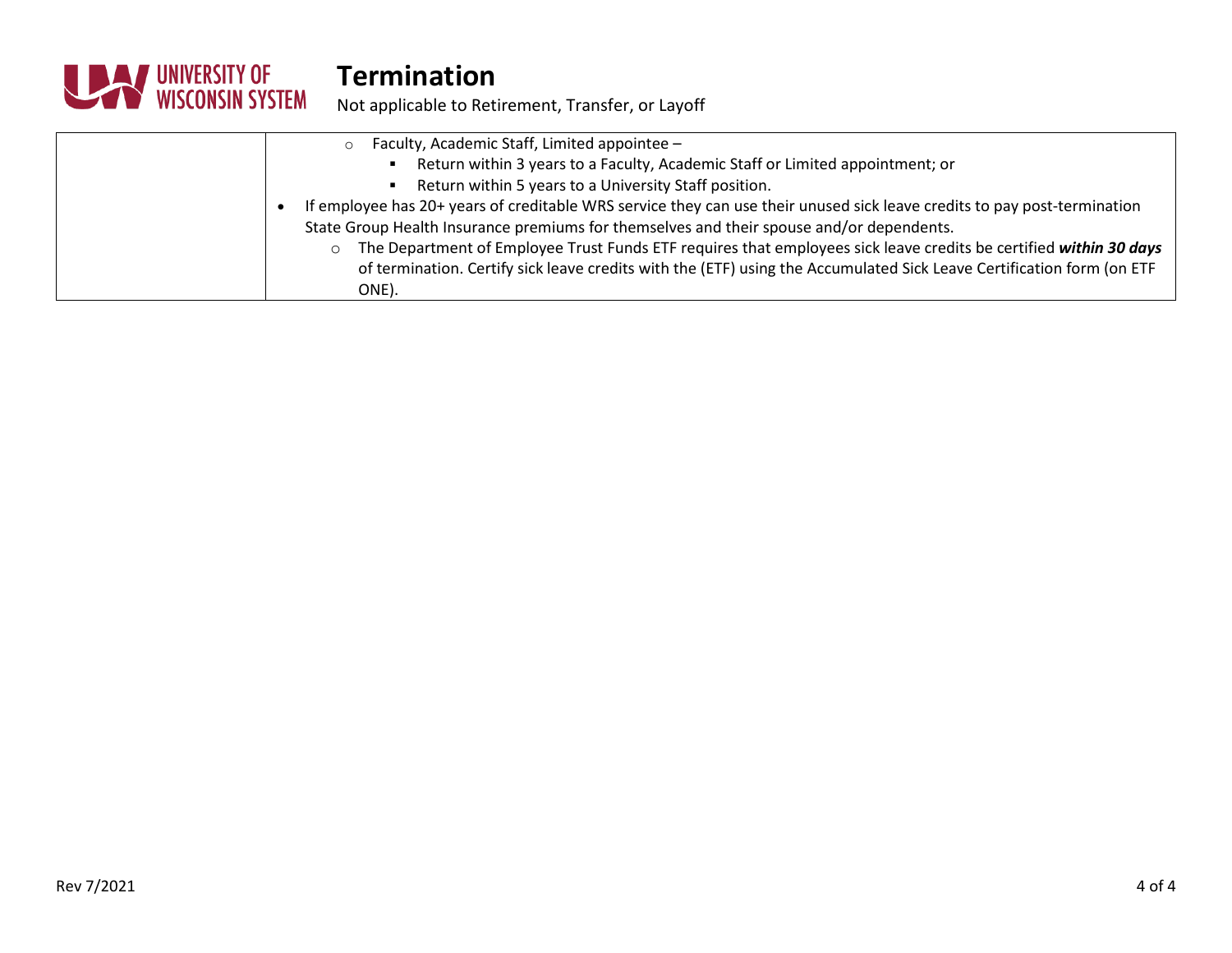| | |
|---|---|
| | ○ Faculty, Academic Staff, Limited appointee –<br>▪ Return within 3 years to a Faculty, Academic Staff or Limited appointment; or<br>▪ Return within 5 years to a University Staff position.<br>• If employee has 20+ years of creditable WRS service they can use their unused sick leave credits to pay post-termination State Group Health Insurance premiums for themselves and their spouse and/or dependents.<br>○ The Department of Employee Trust Funds ETF requires that employees sick leave credits be certified ***within 30 days*** of termination. Certify sick leave credits with the (ETF) using the Accumulated Sick Leave Certification form (on ETF ONE). |